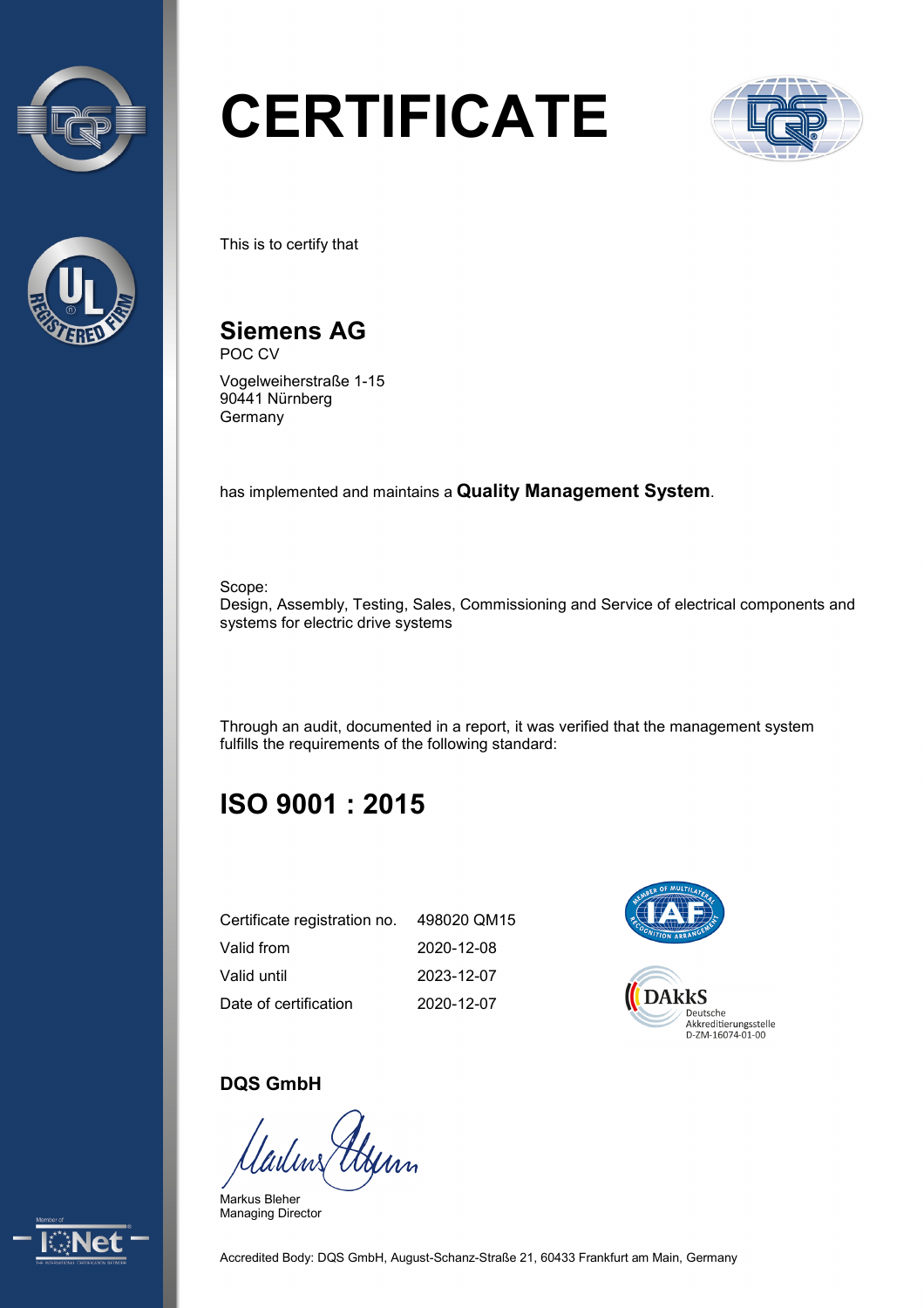# CERTIFICATE

This is to certify that

## Siemens AG

POC CV

Vogelweiherstraße 1-15
90441 Nürnberg
Germany

has implemented and maintains a **Quality Management System**.

Scope:
Design, Assembly, Testing, Sales, Commissioning and Service of electrical components and systems for electric drive systems

Through an audit, documented in a report, it was verified that the management system fulfills the requirements of the following standard:

## ISO 9001 : 2015

| | |
|---|---|
| Certificate registration no. | 498020 QM15 |
| Valid from | 2020-12-08 |
| Valid until | 2023-12-07 |
| Date of certification | 2020-12-07 |

DAkkS
Deutsche
Akkreditierungsstelle
D-ZM-16074-01-00

**DQS GmbH**

Markus Bleher
Managing Director

Accredited Body: DQS GmbH, August-Schanz-Straße 21, 60433 Frankfurt am Main, Germany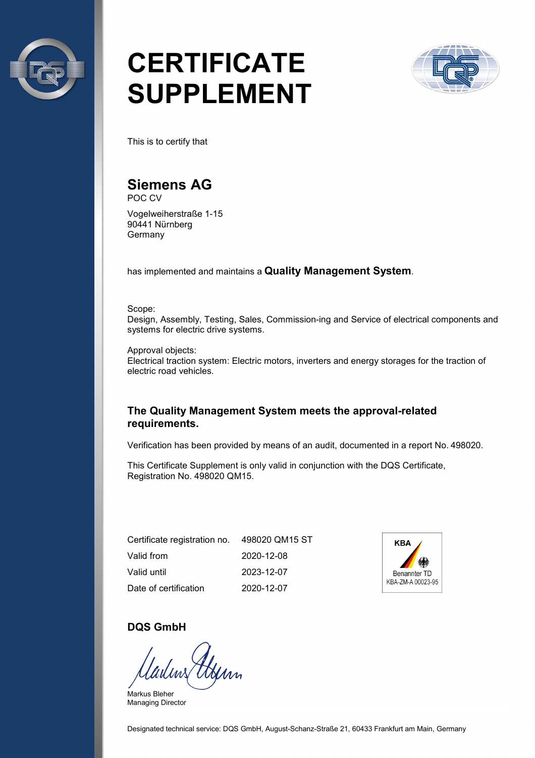# CERTIFICATE SUPPLEMENT

This is to certify that

## Siemens AG

POC CV

Vogelweiherstraße 1-15
90441 Nürnberg
Germany

has implemented and maintains a **Quality Management System**.

Scope:
Design, Assembly, Testing, Sales, Commission-ing and Service of electrical components and systems for electric drive systems.

Approval objects:
Electrical traction system: Electric motors, inverters and energy storages for the traction of electric road vehicles.

### The Quality Management System meets the approval-related requirements.

Verification has been provided by means of an audit, documented in a report No. 498020.

This Certificate Supplement is only valid in conjunction with the DQS Certificate, Registration No. 498020 QM15.

| | |
|---|---|
| Certificate registration no. | 498020 QM15 ST |
| Valid from | 2020-12-08 |
| Valid until | 2023-12-07 |
| Date of certification | 2020-12-07 |

KBA
Benannter TD
KBA-ZM-A 00023-95

**DQS GmbH**

Markus Bleher
Managing Director

Designated technical service: DQS GmbH, August-Schanz-Straße 21, 60433 Frankfurt am Main, Germany